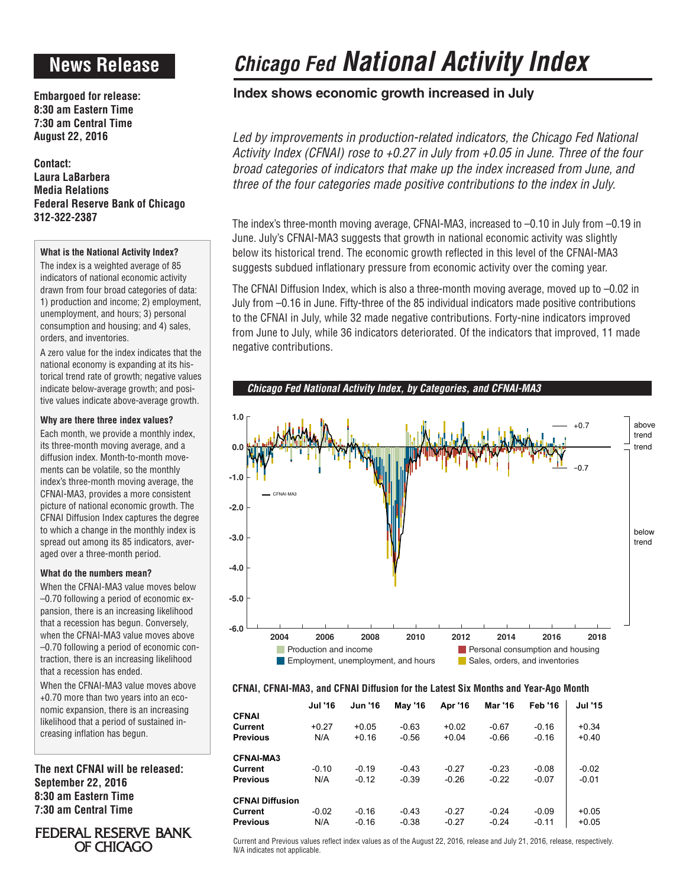# News Release

**Embargoed for release:**
**8:30 am Eastern Time**
**7:30 am Central Time**
**August 22, 2016**

**Contact:**
**Laura LaBarbera**
**Media Relations**
**Federal Reserve Bank of Chicago**
**312-322-2387**

# *Chicago Fed* National Activity Index

## Index shows economic growth increased in July

*Led by improvements in production-related indicators, the Chicago Fed National Activity Index (CFNAI) rose to +0.27 in July from +0.05 in June. Three of the four broad categories of indicators that make up the index increased from June, and three of the four categories made positive contributions to the index in July.*

The index's three-month moving average, CFNAI-MA3, increased to –0.10 in July from –0.19 in June. July's CFNAI-MA3 suggests that growth in national economic activity was slightly below its historical trend. The economic growth reflected in this level of the CFNAI-MA3 suggests subdued inflationary pressure from economic activity over the coming year.

The CFNAI Diffusion Index, which is also a three-month moving average, moved up to –0.02 in July from –0.16 in June. Fifty-three of the 85 individual indicators made positive contributions to the CFNAI in July, while 32 made negative contributions. Forty-nine indicators improved from June to July, while 36 indicators deteriorated. Of the indicators that improved, 11 made negative contributions.

***Chicago Fed National Activity Index, by Categories, and CFNAI-MA3***

1.0
0.0
-1.0
-2.0
-3.0
-4.0
-5.0
-6.0
2004 2006 2008 2010 2012 2014 2016 2018
CFNAI-MA3
+0.7
–0.7
above trend
trend
below trend
Production and income
Employment, unemployment, and hours
Personal consumption and housing
Sales, orders, and inventories

**CFNAI, CFNAI-MA3, and CFNAI Diffusion for the Latest Six Months and Year-Ago Month**

| | Jul '16 | Jun '16 | May '16 | Apr '16 | Mar '16 | Feb '16 | Jul '15 |
|---|---|---|---|---|---|---|---|
| **CFNAI** | | | | | | | |
| **Current** | +0.27 | +0.05 | -0.63 | +0.02 | -0.67 | -0.16 | +0.34 |
| **Previous** | N/A | +0.16 | -0.56 | +0.04 | -0.66 | -0.16 | +0.40 |
| **CFNAI-MA3** | | | | | | | |
| **Current** | -0.10 | -0.19 | -0.43 | -0.27 | -0.23 | -0.08 | -0.02 |
| **Previous** | N/A | -0.12 | -0.39 | -0.26 | -0.22 | -0.07 | -0.01 |
| **CFNAI Diffusion** | | | | | | | |
| **Current** | -0.02 | -0.16 | -0.43 | -0.27 | -0.24 | -0.09 | +0.05 |
| **Previous** | N/A | -0.16 | -0.38 | -0.27 | -0.24 | -0.11 | +0.05 |

Current and Previous values reflect index values as of the August 22, 2016, release and July 21, 2016, release, respectively.
N/A indicates not applicable.

#### What is the National Activity Index?

The index is a weighted average of 85 indicators of national economic activity drawn from four broad categories of data: 1) production and income; 2) employment, unemployment, and hours; 3) personal consumption and housing; and 4) sales, orders, and inventories.

A zero value for the index indicates that the national economy is expanding at its historical trend rate of growth; negative values indicate below-average growth; and positive values indicate above-average growth.

#### Why are there three index values?

Each month, we provide a monthly index, its three-month moving average, and a diffusion index. Month-to-month movements can be volatile, so the monthly index's three-month moving average, the CFNAI-MA3, provides a more consistent picture of national economic growth. The CFNAI Diffusion Index captures the degree to which a change in the monthly index is spread out among its 85 indicators, averaged over a three-month period.

#### What do the numbers mean?

When the CFNAI-MA3 value moves below –0.70 following a period of economic expansion, there is an increasing likelihood that a recession has begun. Conversely, when the CFNAI-MA3 value moves above –0.70 following a period of economic contraction, there is an increasing likelihood that a recession has ended.

When the CFNAI-MA3 value moves above +0.70 more than two years into an economic expansion, there is an increasing likelihood that a period of sustained increasing inflation has begun.

**The next CFNAI will be released:**
**September 22, 2016**
**8:30 am Eastern Time**
**7:30 am Central Time**

FEDERAL RESERVE BANK OF CHICAGO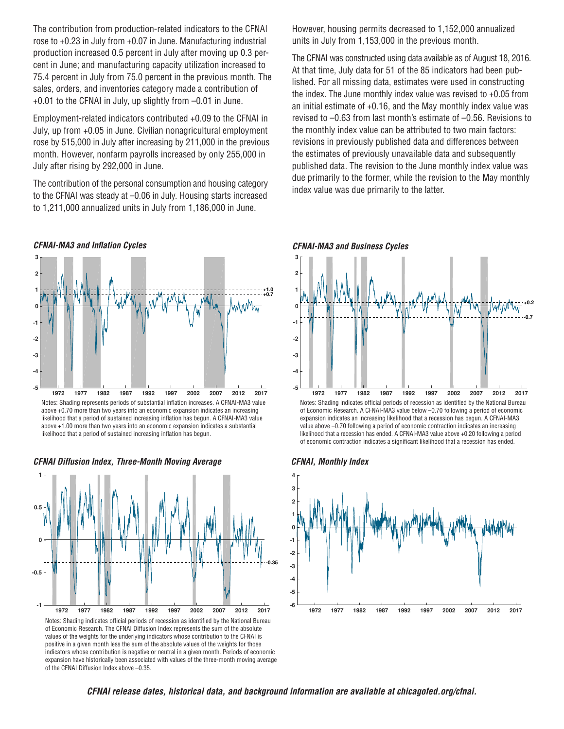The contribution from production-related indicators to the CFNAI rose to +0.23 in July from +0.07 in June. Manufacturing industrial production increased 0.5 percent in July after moving up 0.3 percent in June; and manufacturing capacity utilization increased to 75.4 percent in July from 75.0 percent in the previous month. The sales, orders, and inventories category made a contribution of +0.01 to the CFNAI in July, up slightly from –0.01 in June.

Employment-related indicators contributed +0.09 to the CFNAI in July, up from +0.05 in June. Civilian nonagricultural employment rose by 515,000 in July after increasing by 211,000 in the previous month. However, nonfarm payrolls increased by only 255,000 in July after rising by 292,000 in June.

The contribution of the personal consumption and housing category to the CFNAI was steady at –0.06 in July. Housing starts increased to 1,211,000 annualized units in July from 1,186,000 in June. However, housing permits decreased to 1,152,000 annualized units in July from 1,153,000 in the previous month.

The CFNAI was constructed using data available as of August 18, 2016. At that time, July data for 51 of the 85 indicators had been published. For all missing data, estimates were used in constructing the index. The June monthly index value was revised to +0.05 from an initial estimate of +0.16, and the May monthly index value was revised to –0.63 from last month's estimate of –0.56. Revisions to the monthly index value can be attributed to two main factors: revisions in previously published data and differences between the estimates of previously unavailable data and subsequently published data. The revision to the June monthly index value was due primarily to the former, while the revision to the May monthly index value was due primarily to the latter.

***CFNAI-MA3 and Inflation Cycles***

3
2
1
0
-1
-2
-3
-4
-5
+1.0
+0.7
1972 1977 1982 1987 1992 1997 2002 2007 2012 2017

Notes: Shading represents periods of substantial inflation increases. A CFNAI-MA3 value above +0.70 more than two years into an economic expansion indicates an increasing likelihood that a period of sustained increasing inflation has begun. A CFNAI-MA3 value above +1.00 more than two years into an economic expansion indicates a substantial likelihood that a period of sustained increasing inflation has begun.

***CFNAI-MA3 and Business Cycles***

3
2
1
0
-1
-2
-3
-4
-5
+0.2
-0.7
1972 1977 1982 1987 1992 1997 2002 2007 2012 2017

Notes: Shading indicates official periods of recession as identified by the National Bureau of Economic Research. A CFNAI-MA3 value below –0.70 following a period of economic expansion indicates an increasing likelihood that a recession has begun. A CFNAI-MA3 value above –0.70 following a period of economic contraction indicates an increasing likelihood that a recession has ended. A CFNAI-MA3 value above +0.20 following a period of economic contraction indicates a significant likelihood that a recession has ended.

***CFNAI Diffusion Index, Three-Month Moving Average***

1
0.5
0
-0.5
-1
-0.35
1972 1977 1982 1987 1992 1997 2002 2007 2012 2017

Notes: Shading indicates official periods of recession as identified by the National Bureau of Economic Research. The CFNAI Diffusion Index represents the sum of the absolute values of the weights for the underlying indicators whose contribution to the CFNAI is positive in a given month less the sum of the absolute values of the weights for those indicators whose contribution is negative or neutral in a given month. Periods of economic expansion have historically been associated with values of the three-month moving average of the CFNAI Diffusion Index above –0.35.

***CFNAI, Monthly Index***

4
3
2
1
0
-1
-2
-3
-4
-5
-6
1972 1977 1982 1987 1992 1997 2002 2007 2012 2017

***CFNAI release dates, historical data, and background information are available at chicagofed.org/cfnai.***